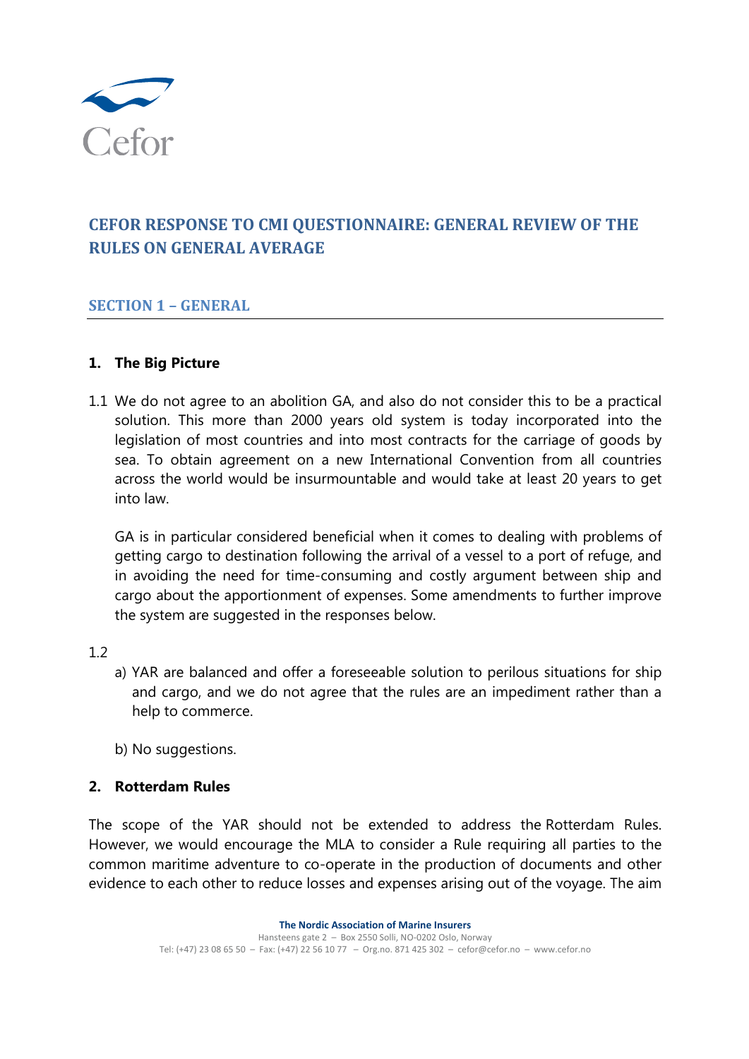Cefor

# CEFOR RESPONSE TO CMI QUESTIONNAIRE: GENERAL REVIEW OF THE RULES ON GENERAL AVERAGE

## SECTION 1 – GENERAL

### 1. The Big Picture

1.1 We do not agree to an abolition GA, and also do not consider this to be a practical solution. This more than 2000 years old system is today incorporated into the legislation of most countries and into most contracts for the carriage of goods by sea. To obtain agreement on a new International Convention from all countries across the world would be insurmountable and would take at least 20 years to get into law.

GA is in particular considered beneficial when it comes to dealing with problems of getting cargo to destination following the arrival of a vessel to a port of refuge, and in avoiding the need for time-consuming and costly argument between ship and cargo about the apportionment of expenses. Some amendments to further improve the system are suggested in the responses below.

1.2

a) YAR are balanced and offer a foreseeable solution to perilous situations for ship and cargo, and we do not agree that the rules are an impediment rather than a help to commerce.

b) No suggestions.

### 2. Rotterdam Rules

The scope of the YAR should not be extended to address the Rotterdam Rules. However, we would encourage the MLA to consider a Rule requiring all parties to the common maritime adventure to co-operate in the production of documents and other evidence to each other to reduce losses and expenses arising out of the voyage. The aim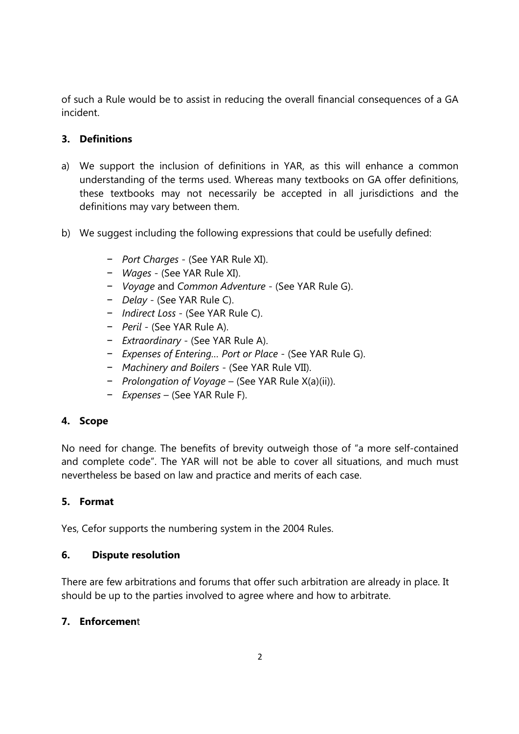of such a Rule would be to assist in reducing the overall financial consequences of a GA incident.

### 3. Definitions

a) We support the inclusion of definitions in YAR, as this will enhance a common understanding of the terms used. Whereas many textbooks on GA offer definitions, these textbooks may not necessarily be accepted in all jurisdictions and the definitions may vary between them.

b) We suggest including the following expressions that could be usefully defined:

   - *Port Charges* - (See YAR Rule XI).
   - *Wages* - (See YAR Rule XI).
   - *Voyage* and *Common Adventure* - (See YAR Rule G).
   - *Delay* - (See YAR Rule C).
   - *Indirect Loss* - (See YAR Rule C).
   - *Peril* - (See YAR Rule A).
   - *Extraordinary* - (See YAR Rule A).
   - *Expenses of Entering… Port or Place* - (See YAR Rule G).
   - *Machinery and Boilers* - (See YAR Rule VII).
   - *Prolongation of Voyage* – (See YAR Rule X(a)(ii)).
   - *Expenses* – (See YAR Rule F).

### 4. Scope

No need for change. The benefits of brevity outweigh those of "a more self-contained and complete code". The YAR will not be able to cover all situations, and much must nevertheless be based on law and practice and merits of each case.

### 5. Format

Yes, Cefor supports the numbering system in the 2004 Rules.

### 6. Dispute resolution

There are few arbitrations and forums that offer such arbitration are already in place. It should be up to the parties involved to agree where and how to arbitrate.

### 7. Enforcement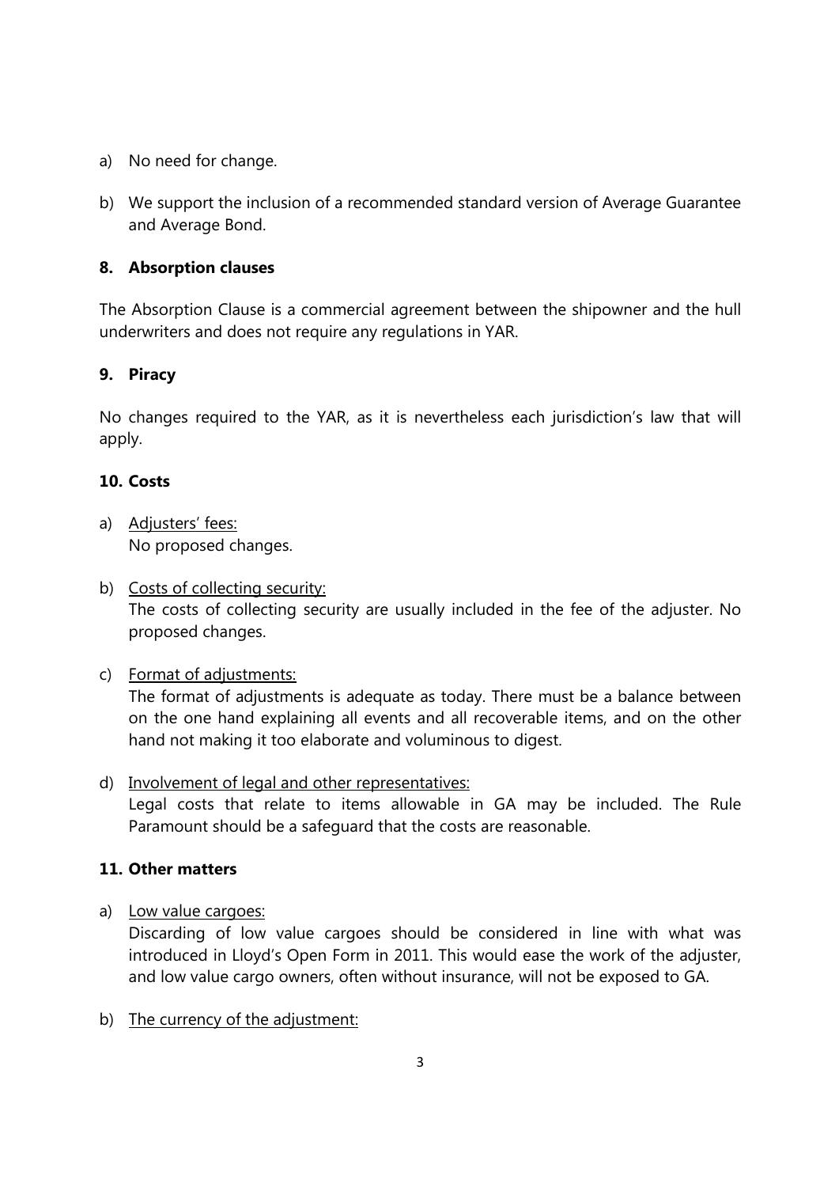a) No need for change.

b) We support the inclusion of a recommended standard version of Average Guarantee and Average Bond.

## 8. Absorption clauses

The Absorption Clause is a commercial agreement between the shipowner and the hull underwriters and does not require any regulations in YAR.

## 9. Piracy

No changes required to the YAR, as it is nevertheless each jurisdiction's law that will apply.

## 10. Costs

a) Adjusters' fees:
   No proposed changes.

b) Costs of collecting security:
   The costs of collecting security are usually included in the fee of the adjuster. No proposed changes.

c) Format of adjustments:
   The format of adjustments is adequate as today. There must be a balance between on the one hand explaining all events and all recoverable items, and on the other hand not making it too elaborate and voluminous to digest.

d) Involvement of legal and other representatives:
   Legal costs that relate to items allowable in GA may be included. The Rule Paramount should be a safeguard that the costs are reasonable.

## 11. Other matters

a) Low value cargoes:
   Discarding of low value cargoes should be considered in line with what was introduced in Lloyd's Open Form in 2011. This would ease the work of the adjuster, and low value cargo owners, often without insurance, will not be exposed to GA.

b) The currency of the adjustment: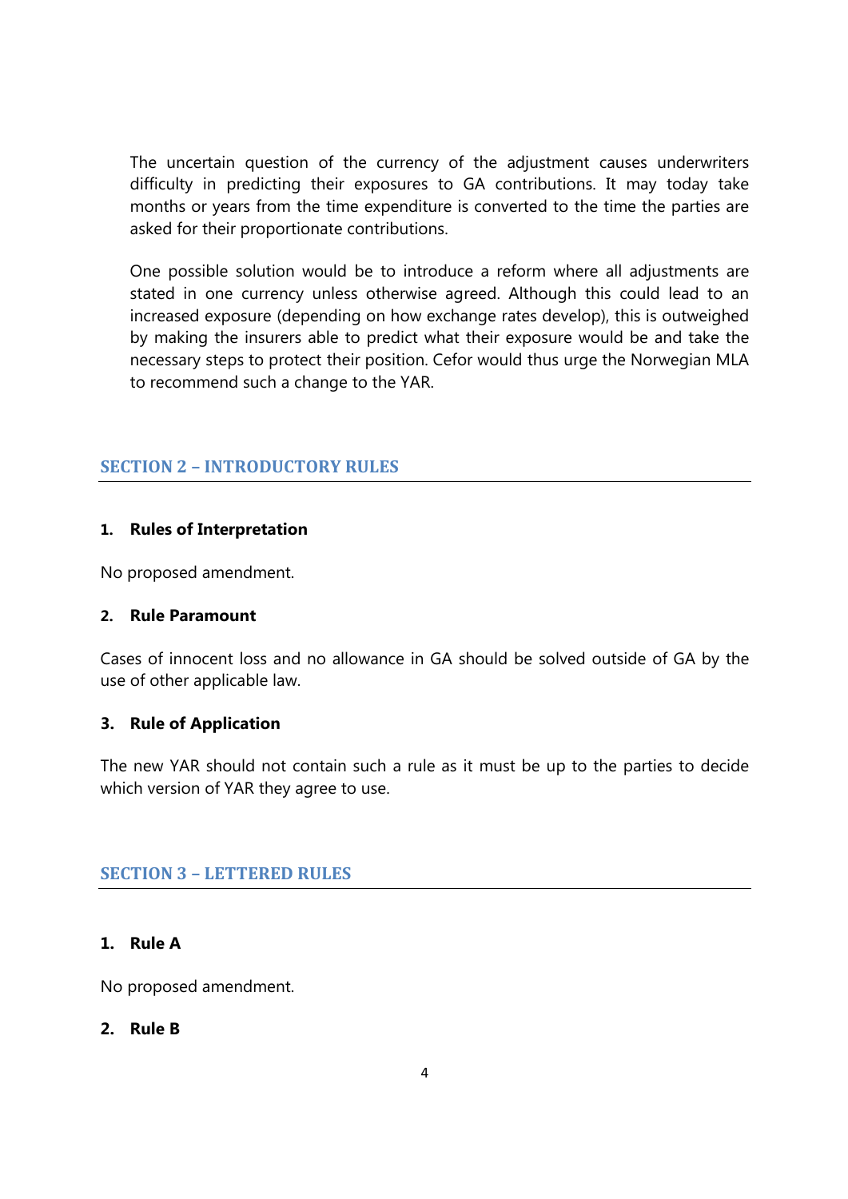The uncertain question of the currency of the adjustment causes underwriters difficulty in predicting their exposures to GA contributions. It may today take months or years from the time expenditure is converted to the time the parties are asked for their proportionate contributions.

One possible solution would be to introduce a reform where all adjustments are stated in one currency unless otherwise agreed. Although this could lead to an increased exposure (depending on how exchange rates develop), this is outweighed by making the insurers able to predict what their exposure would be and take the necessary steps to protect their position. Cefor would thus urge the Norwegian MLA to recommend such a change to the YAR.

## SECTION 2 – INTRODUCTORY RULES

### 1. Rules of Interpretation

No proposed amendment.

### 2. Rule Paramount

Cases of innocent loss and no allowance in GA should be solved outside of GA by the use of other applicable law.

### 3. Rule of Application

The new YAR should not contain such a rule as it must be up to the parties to decide which version of YAR they agree to use.

## SECTION 3 – LETTERED RULES

### 1. Rule A

No proposed amendment.

### 2. Rule B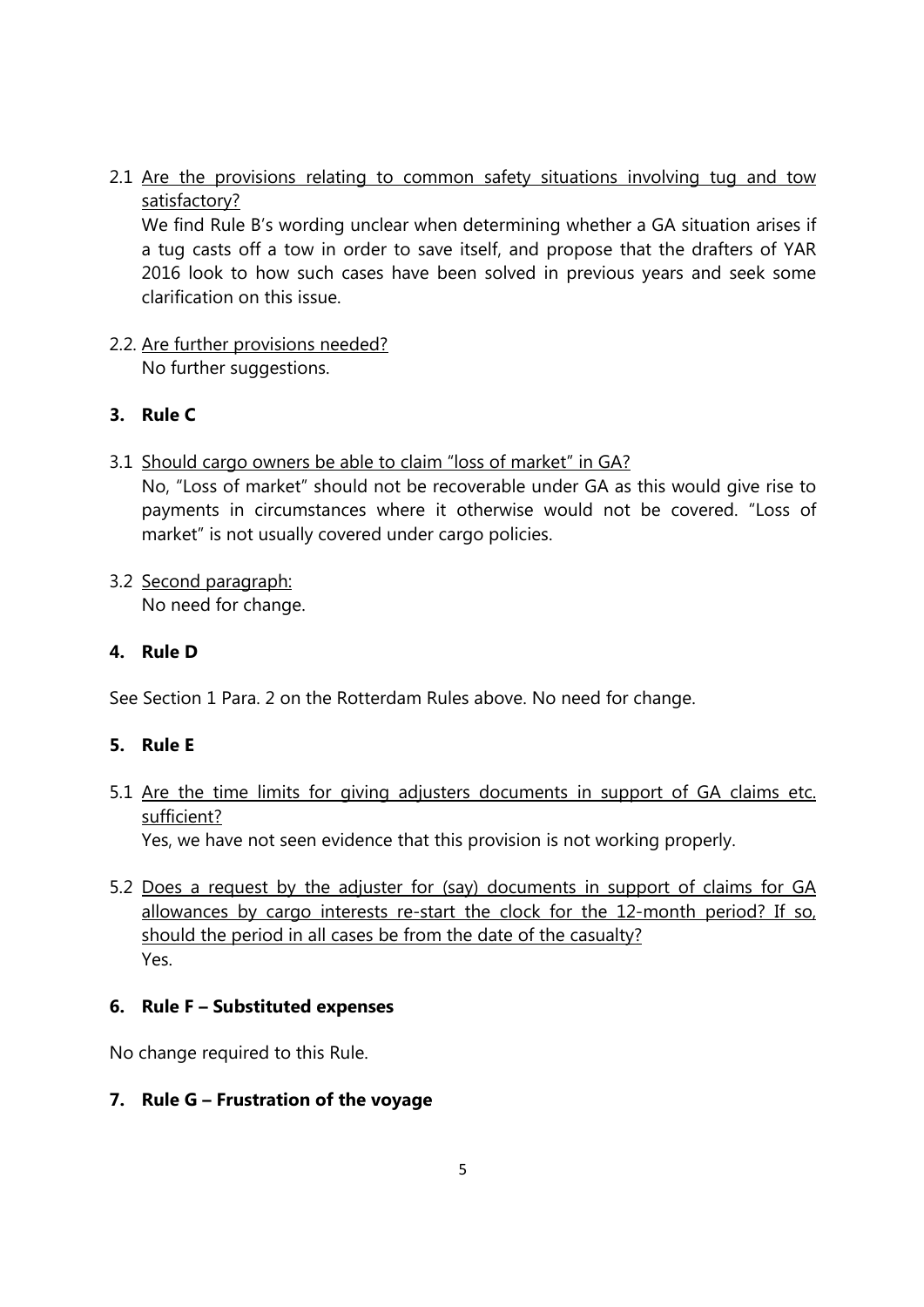2.1 <u>Are the provisions relating to common safety situations involving tug and tow satisfactory?</u>

We find Rule B's wording unclear when determining whether a GA situation arises if a tug casts off a tow in order to save itself, and propose that the drafters of YAR 2016 look to how such cases have been solved in previous years and seek some clarification on this issue.

2.2. <u>Are further provisions needed?</u>

No further suggestions.

## 3. Rule C

3.1 <u>Should cargo owners be able to claim "loss of market" in GA?</u>

No, "Loss of market" should not be recoverable under GA as this would give rise to payments in circumstances where it otherwise would not be covered. "Loss of market" is not usually covered under cargo policies.

3.2 <u>Second paragraph:</u>

No need for change.

## 4. Rule D

See Section 1 Para. 2 on the Rotterdam Rules above. No need for change.

## 5. Rule E

5.1 <u>Are the time limits for giving adjusters documents in support of GA claims etc. sufficient?</u>

Yes, we have not seen evidence that this provision is not working properly.

5.2 <u>Does a request by the adjuster for (say) documents in support of claims for GA allowances by cargo interests re-start the clock for the 12-month period? If so, should the period in all cases be from the date of the casualty?</u>

Yes.

## 6. Rule F – Substituted expenses

No change required to this Rule.

## 7. Rule G – Frustration of the voyage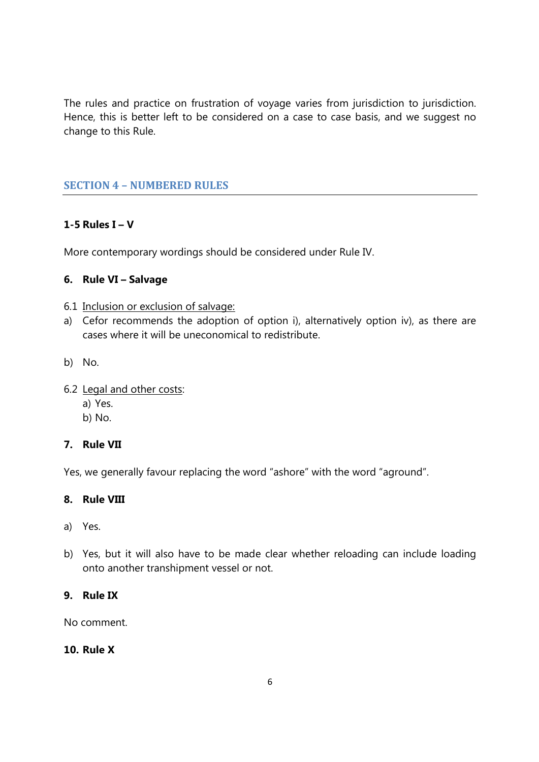The rules and practice on frustration of voyage varies from jurisdiction to jurisdiction. Hence, this is better left to be considered on a case to case basis, and we suggest no change to this Rule.

## SECTION 4 – NUMBERED RULES

**1-5 Rules I – V**

More contemporary wordings should be considered under Rule IV.

**6. Rule VI – Salvage**

6.1 Inclusion or exclusion of salvage:

a) Cefor recommends the adoption of option i), alternatively option iv), as there are cases where it will be uneconomical to redistribute.

b) No.

6.2 Legal and other costs:

a) Yes.
b) No.

**7. Rule VII**

Yes, we generally favour replacing the word "ashore" with the word "aground".

**8. Rule VIII**

a) Yes.

b) Yes, but it will also have to be made clear whether reloading can include loading onto another transhipment vessel or not.

**9. Rule IX**

No comment.

**10. Rule X**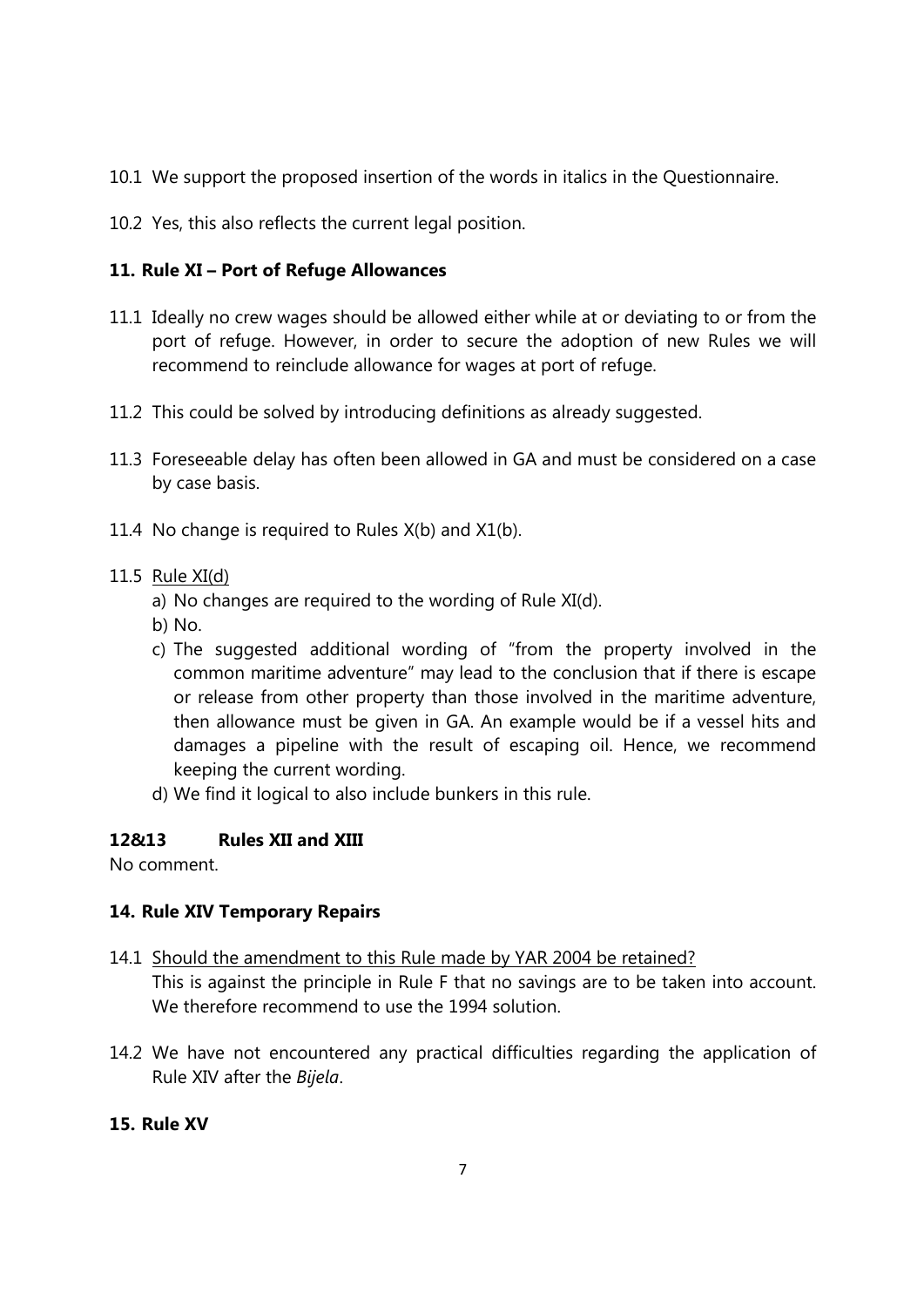10.1 We support the proposed insertion of the words in italics in the Questionnaire.

10.2 Yes, this also reflects the current legal position.

## 11. Rule XI – Port of Refuge Allowances

11.1 Ideally no crew wages should be allowed either while at or deviating to or from the port of refuge. However, in order to secure the adoption of new Rules we will recommend to reinclude allowance for wages at port of refuge.

11.2 This could be solved by introducing definitions as already suggested.

11.3 Foreseeable delay has often been allowed in GA and must be considered on a case by case basis.

11.4 No change is required to Rules X(b) and X1(b).

11.5 <u>Rule XI(d)</u>

a) No changes are required to the wording of Rule XI(d).

b) No.

c) The suggested additional wording of "from the property involved in the common maritime adventure" may lead to the conclusion that if there is escape or release from other property than those involved in the maritime adventure, then allowance must be given in GA. An example would be if a vessel hits and damages a pipeline with the result of escaping oil. Hence, we recommend keeping the current wording.

d) We find it logical to also include bunkers in this rule.

## 12&13 Rules XII and XIII

No comment.

## 14. Rule XIV Temporary Repairs

14.1 <u>Should the amendment to this Rule made by YAR 2004 be retained?</u>
This is against the principle in Rule F that no savings are to be taken into account. We therefore recommend to use the 1994 solution.

14.2 We have not encountered any practical difficulties regarding the application of Rule XIV after the *Bijela*.

## 15. Rule XV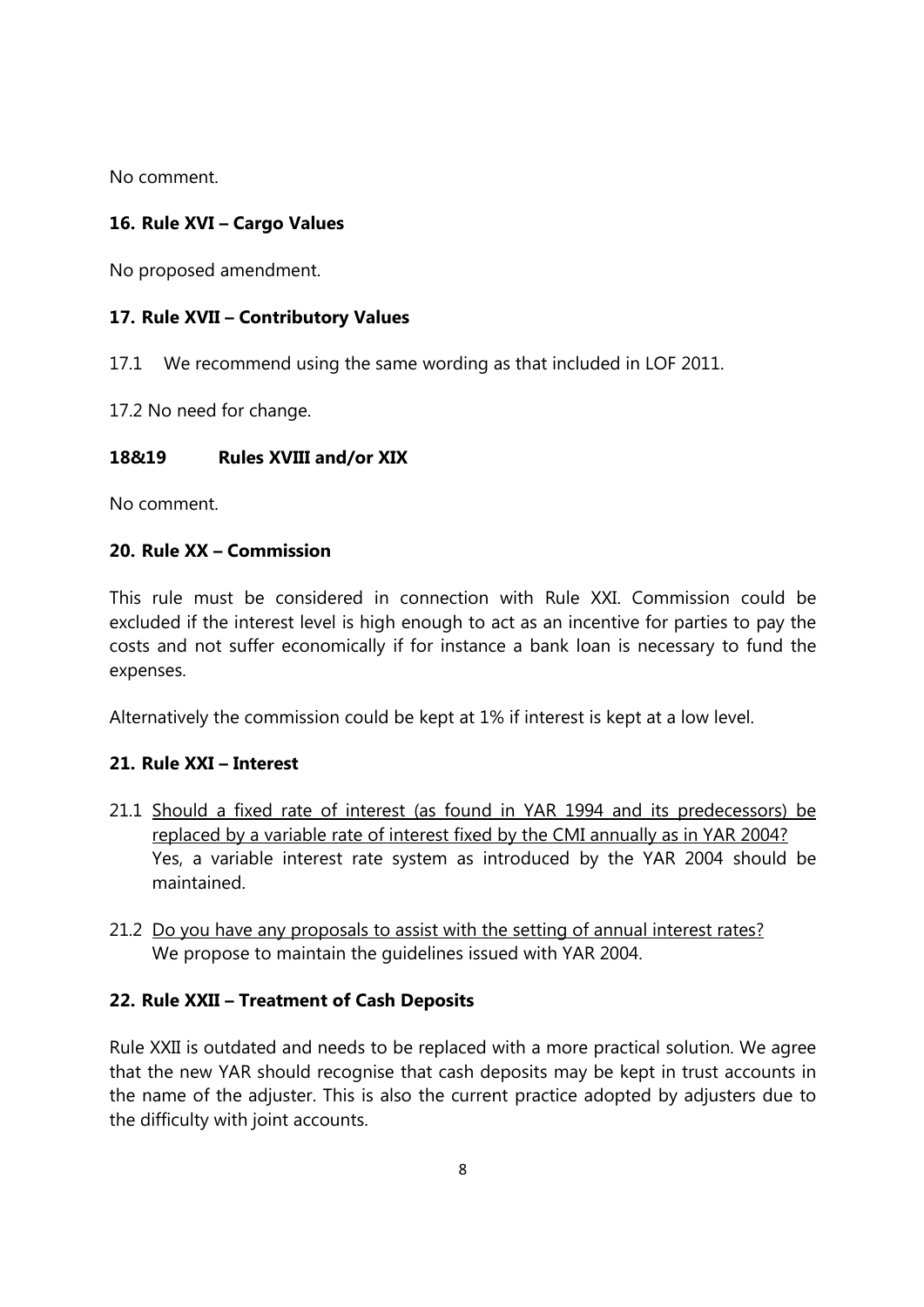No comment.

### 16. Rule XVI – Cargo Values

No proposed amendment.

### 17. Rule XVII – Contributory Values

17.1 We recommend using the same wording as that included in LOF 2011.

17.2 No need for change.

### 18&19 Rules XVIII and/or XIX

No comment.

### 20. Rule XX – Commission

This rule must be considered in connection with Rule XXI. Commission could be excluded if the interest level is high enough to act as an incentive for parties to pay the costs and not suffer economically if for instance a bank loan is necessary to fund the expenses.

Alternatively the commission could be kept at 1% if interest is kept at a low level.

### 21. Rule XXI – Interest

21.1 <u>Should a fixed rate of interest (as found in YAR 1994 and its predecessors) be replaced by a variable rate of interest fixed by the CMI annually as in YAR 2004?</u>
Yes, a variable interest rate system as introduced by the YAR 2004 should be maintained.

21.2 <u>Do you have any proposals to assist with the setting of annual interest rates?</u>
We propose to maintain the guidelines issued with YAR 2004.

### 22. Rule XXII – Treatment of Cash Deposits

Rule XXII is outdated and needs to be replaced with a more practical solution. We agree that the new YAR should recognise that cash deposits may be kept in trust accounts in the name of the adjuster. This is also the current practice adopted by adjusters due to the difficulty with joint accounts.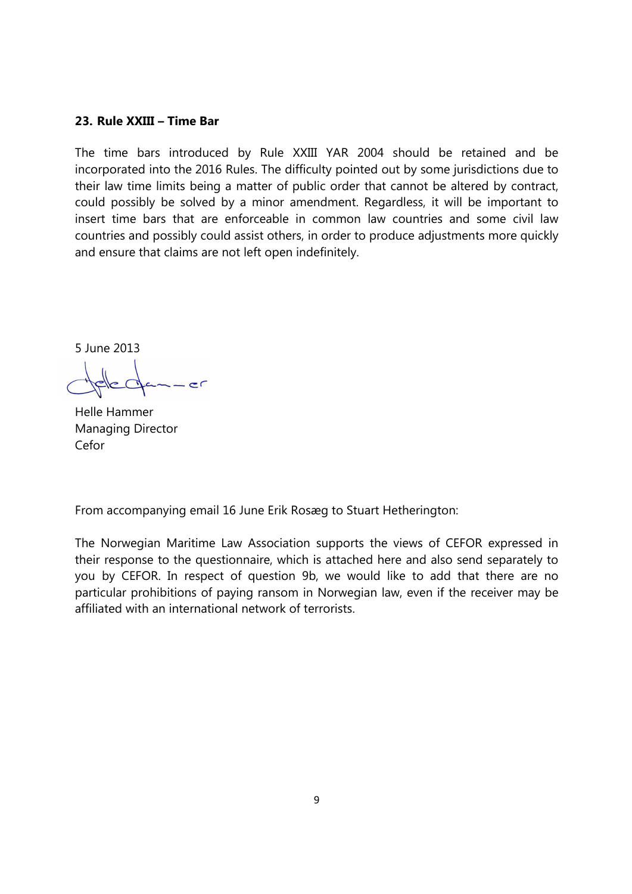### 23. Rule XXIII – Time Bar

The time bars introduced by Rule XXIII YAR 2004 should be retained and be incorporated into the 2016 Rules. The difficulty pointed out by some jurisdictions due to their law time limits being a matter of public order that cannot be altered by contract, could possibly be solved by a minor amendment. Regardless, it will be important to insert time bars that are enforceable in common law countries and some civil law countries and possibly could assist others, in order to produce adjustments more quickly and ensure that claims are not left open indefinitely.

5 June 2013

Helle Hammer
Managing Director
Cefor

From accompanying email 16 June Erik Rosæg to Stuart Hetherington:

The Norwegian Maritime Law Association supports the views of CEFOR expressed in their response to the questionnaire, which is attached here and also send separately to you by CEFOR. In respect of question 9b, we would like to add that there are no particular prohibitions of paying ransom in Norwegian law, even if the receiver may be affiliated with an international network of terrorists.